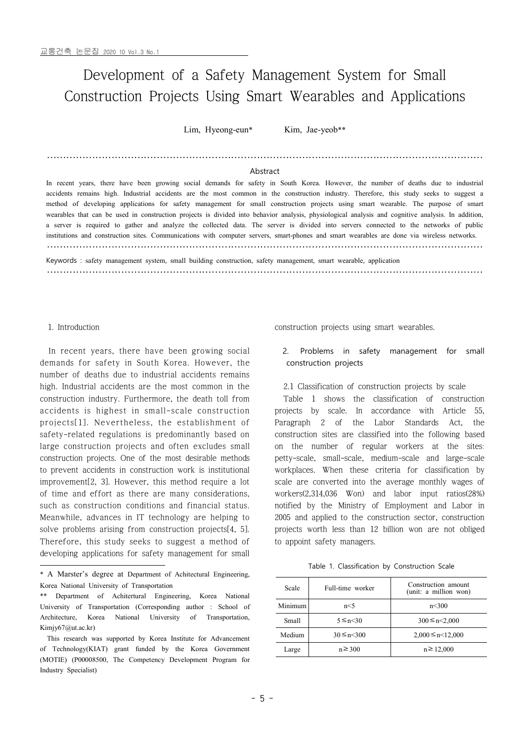# Development of a Safety Management System for Small Construction Projects Using Smart Wearables and Applications

Lim, Hyeong-eun*    Kim, Jae-yeob**

## Abstract

In recent years, there have been growing social demands for safety in South Korea. However, the number of deaths due to industrial accidents remains high. Industrial accidents are the most common in the construction industry. Therefore, this study seeks to suggest a method of developing applications for safety management for small construction projects using smart wearable. The purpose of smart wearables that can be used in construction projects is divided into behavior analysis, physiological analysis and cognitive analysis. In addition, a server is required to gather and analyze the collected data. The server is divided into servers connected to the networks of public institutions and construction sites. Communications with computer servers, smart-phones and smart wearables are done via wireless networks.

Keywords : safety management system, small building construction, safety management, smart wearable, application

## 1. Introduction

In recent years, there have been growing social demands for safety in South Korea. However, the number of deaths due to industrial accidents remains high. Industrial accidents are the most common in the construction industry. Furthermore, the death toll from accidents is highest in small-scale construction projects[1]. Nevertheless, the establishment of safety-related regulations is predominantly based on large construction projects and often excludes small construction projects. One of the most desirable methods to prevent accidents in construction work is institutional improvement[2, 3]. However, this method require a lot of time and effort as there are many considerations, such as construction conditions and financial status. Meanwhile, advances in IT technology are helping to solve problems arising from construction projects[4, 5]. Therefore, this study seeks to suggest a method of developing applications for safety management for small construction projects using smart wearables.

## 2. Problems in safety management for small construction projects

### 2.1 Classification of construction projects by scale

Table 1 shows the classification of construction projects by scale. In accordance with Article 55, Paragraph 2 of the Labor Standards Act, the construction sites are classified into the following based on the number of regular workers at the sites: petty-scale, small-scale, medium-scale and large-scale workplaces. When these criteria for classification by scale are converted into the average monthly wages of workers(2,314,036 Won) and labor input ratios(28%) notified by the Ministry of Employment and Labor in 2005 and applied to the construction sector, construction projects worth less than 12 billion won are not obliged to appoint safety managers.

Table 1. Classification by Construction Scale

| Scale | Full-time worker | Construction amount (unit: a million won) |
|---|---|---|
| Minimum | n<5 | n<300 |
| Small | 5≤n<30 | 300≤n<2,000 |
| Medium | 30≤n<300 | 2,000≤n<12,000 |
| Large | n≥300 | n≥12,000 |

---

* A Marster's degree at Department of Achitectural Engineering, Korea National University of Transportation

** Department of Achitertural Engineering, Korea National University of Transportation (Corresponding author : School of Architecture, Korea National University of Transportation, Kimjy67@ut.ac.kr)

This research was supported by Korea Institute for Advancement of Technology(KIAT) grant funded by the Korea Government (MOTIE) (P00008500, The Competency Development Program for Industry Specialist)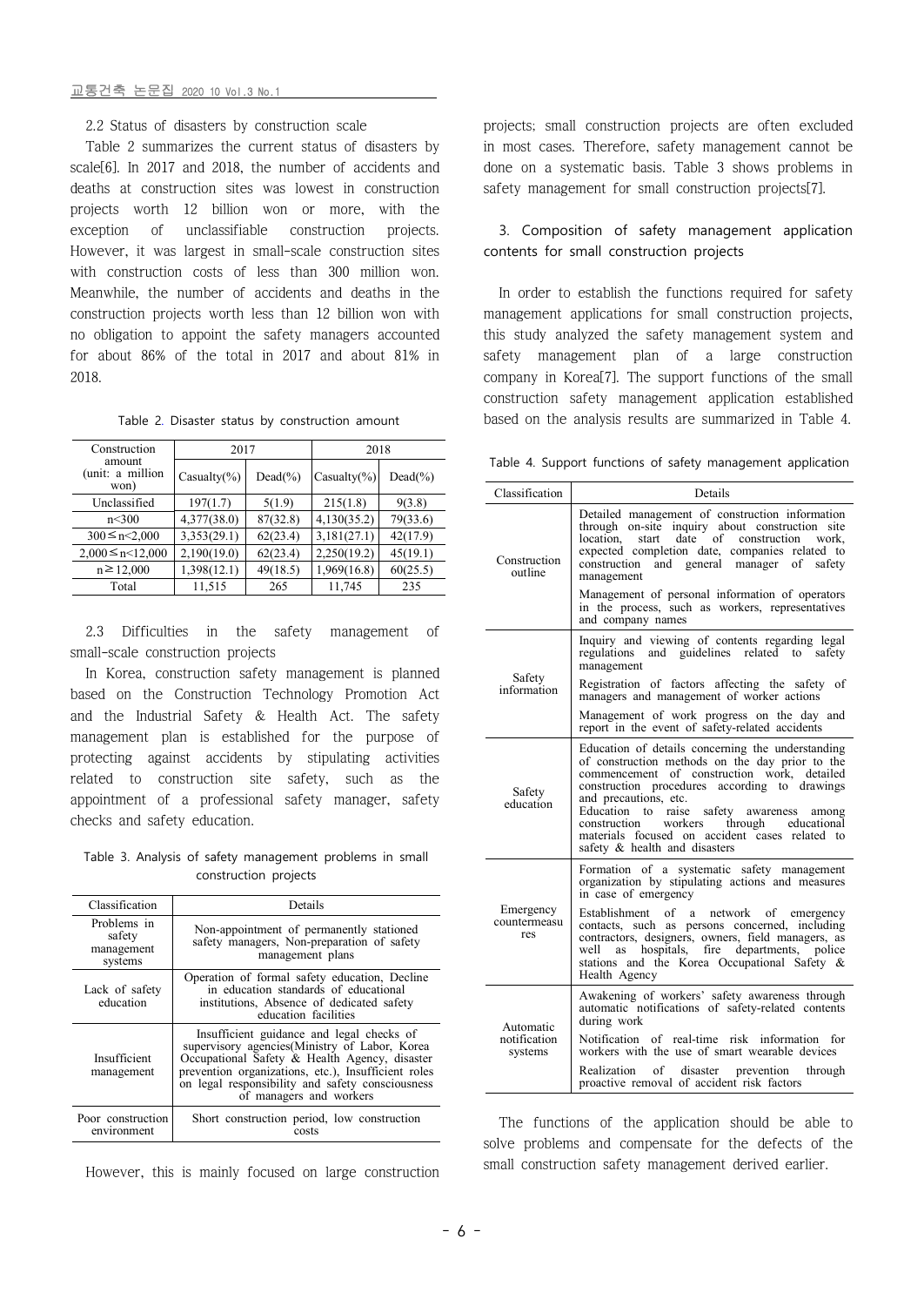2.2 Status of disasters by construction scale

Table 2 summarizes the current status of disasters by scale[6]. In 2017 and 2018, the number of accidents and deaths at construction sites was lowest in construction projects worth 12 billion won or more, with the exception of unclassifiable construction projects. However, it was largest in small-scale construction sites with construction costs of less than 300 million won. Meanwhile, the number of accidents and deaths in the construction projects worth less than 12 billion won with no obligation to appoint the safety managers accounted for about 86% of the total in 2017 and about 81% in 2018.

Table 2. Disaster status by construction amount

| Construction amount (unit: a million won) | 2017 | | 2018 | |
|---|---|---|---|---|
| | Casualty(%) | Dead(%) | Casualty(%) | Dead(%) |
| Unclassified | 197(1.7) | 5(1.9) | 215(1.8) | 9(3.8) |
| n<300 | 4,377(38.0) | 87(32.8) | 4,130(35.2) | 79(33.6) |
| 300≤n<2,000 | 3,353(29.1) | 62(23.4) | 3,181(27.1) | 42(17.9) |
| 2,000≤n<12,000 | 2,190(19.0) | 62(23.4) | 2,250(19.2) | 45(19.1) |
| n≥12,000 | 1,398(12.1) | 49(18.5) | 1,969(16.8) | 60(25.5) |
| Total | 11,515 | 265 | 11,745 | 235 |

2.3 Difficulties in the safety management of small-scale construction projects

In Korea, construction safety management is planned based on the Construction Technology Promotion Act and the Industrial Safety & Health Act. The safety management plan is established for the purpose of protecting against accidents by stipulating activities related to construction site safety, such as the appointment of a professional safety manager, safety checks and safety education.

Table 3. Analysis of safety management problems in small construction projects

| Classification | Details |
|---|---|
| Problems in safety management systems | Non-appointment of permanently stationed safety managers, Non-preparation of safety management plans |
| Lack of safety education | Operation of formal safety education, Decline in education standards of educational institutions, Absence of dedicated safety education facilities |
| Insufficient management | Insufficient guidance and legal checks of supervisory agencies(Ministry of Labor, Korea Occupational Safety & Health Agency, disaster prevention organizations, etc.), Insufficient roles on legal responsibility and safety consciousness of managers and workers |
| Poor construction environment | Short construction period, low construction costs |

However, this is mainly focused on large construction projects; small construction projects are often excluded in most cases. Therefore, safety management cannot be done on a systematic basis. Table 3 shows problems in safety management for small construction projects[7].

## 3. Composition of safety management application contents for small construction projects

In order to establish the functions required for safety management applications for small construction projects, this study analyzed the safety management system and safety management plan of a large construction company in Korea[7]. The support functions of the small construction safety management application established based on the analysis results are summarized in Table 4.

Table 4. Support functions of safety management application

| Classification | Details |
|---|---|
| Construction outline | Detailed management of construction information through on-site inquiry about construction site location, start date of construction work, expected completion date, companies related to construction and general manager of safety management |
| | Management of personal information of operators in the process, such as workers, representatives and company names |
| Safety information | Inquiry and viewing of contents regarding legal regulations and guidelines related to safety management |
| | Registration of factors affecting the safety of managers and management of worker actions |
| | Management of work progress on the day and report in the event of safety-related accidents |
| Safety education | Education of details concerning the understanding of construction methods on the day prior to the commencement of construction work, detailed construction procedures according to drawings and precautions, etc. Education to raise safety awareness among construction workers through educational materials focused on accident cases related to safety & health and disasters |
| Emergency countermeasures | Formation of a systematic safety management organization by stipulating actions and measures in case of emergency |
| | Establishment of a network of emergency contacts, such as persons concerned, including contractors, designers, owners, field managers, as well as hospitals, fire departments, police stations and the Korea Occupational Safety & Health Agency |
| Automatic notification systems | Awakening of workers' safety awareness through automatic notifications of safety-related contents during work |
| | Notification of real-time risk information for workers with the use of smart wearable devices |
| | Realization of disaster prevention through proactive removal of accident risk factors |

The functions of the application should be able to solve problems and compensate for the defects of the small construction safety management derived earlier.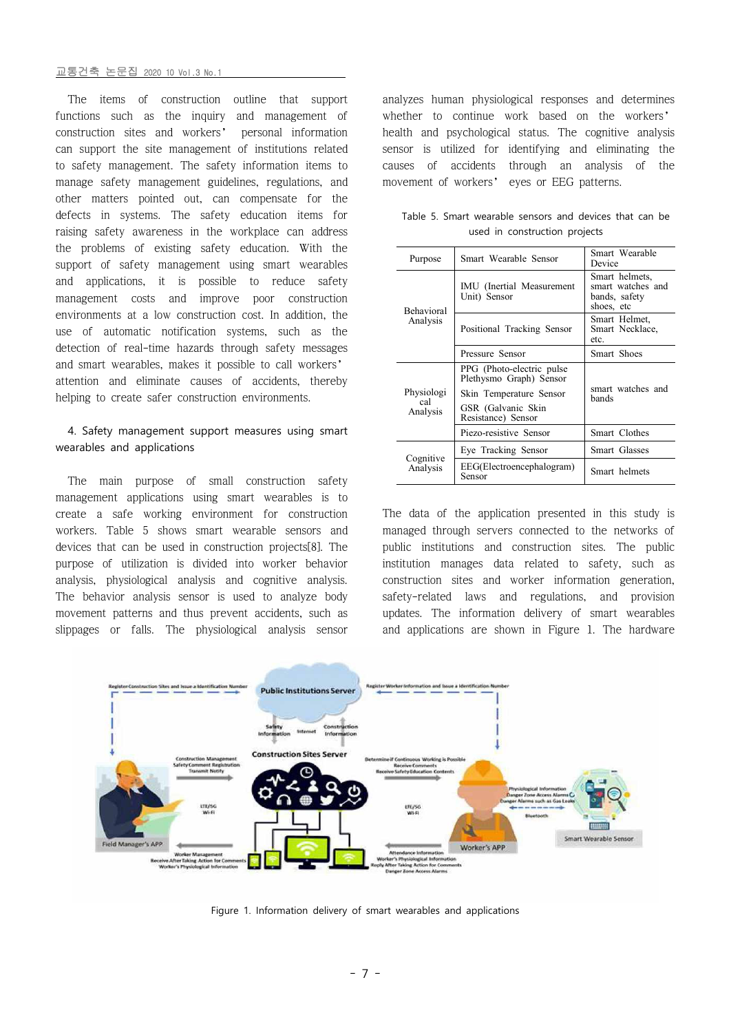The items of construction outline that support functions such as the inquiry and management of construction sites and workers' personal information can support the site management of institutions related to safety management. The safety information items to manage safety management guidelines, regulations, and other matters pointed out, can compensate for the defects in systems. The safety education items for raising safety awareness in the workplace can address the problems of existing safety education. With the support of safety management using smart wearables and applications, it is possible to reduce safety management costs and improve poor construction environments at a low construction cost. In addition, the use of automatic notification systems, such as the detection of real-time hazards through safety messages and smart wearables, makes it possible to call workers' attention and eliminate causes of accidents, thereby helping to create safer construction environments.

## 4. Safety management support measures using smart wearables and applications

The main purpose of small construction safety management applications using smart wearables is to create a safe working environment for construction workers. Table 5 shows smart wearable sensors and devices that can be used in construction projects[8]. The purpose of utilization is divided into worker behavior analysis, physiological analysis and cognitive analysis. The behavior analysis sensor is used to analyze body movement patterns and thus prevent accidents, such as slippages or falls. The physiological analysis sensor analyzes human physiological responses and determines whether to continue work based on the workers' health and psychological status. The cognitive analysis sensor is utilized for identifying and eliminating the causes of accidents through an analysis of the movement of workers' eyes or EEG patterns.

Table 5. Smart wearable sensors and devices that can be used in construction projects

| Purpose | Smart Wearable Sensor | Smart Wearable Device |
|---|---|---|
| Behavioral Analysis | IMU (Inertial Measurement Unit) Sensor | Smart helmets, smart watches and bands, safety shoes, etc |
| | Positional Tracking Sensor | Smart Helmet, Smart Necklace, etc. |
| | Pressure Sensor | Smart Shoes |
| Physiological Analysis | PPG (Photo-electric pulse Plethysmo Graph) Sensor | smart watches and bands |
| | Skin Temperature Sensor | |
| | GSR (Galvanic Skin Resistance) Sensor | |
| | Piezo-resistive Sensor | Smart Clothes |
| Cognitive Analysis | Eye Tracking Sensor | Smart Glasses |
| | EEG(Electroencephalogram) Sensor | Smart helmets |

The data of the application presented in this study is managed through servers connected to the networks of public institutions and construction sites. The public institution manages data related to safety, such as construction sites and worker information generation, safety-related laws and regulations, and provision updates. The information delivery of smart wearables and applications are shown in Figure 1. The hardware

Figure 1. Information delivery of smart wearables and applications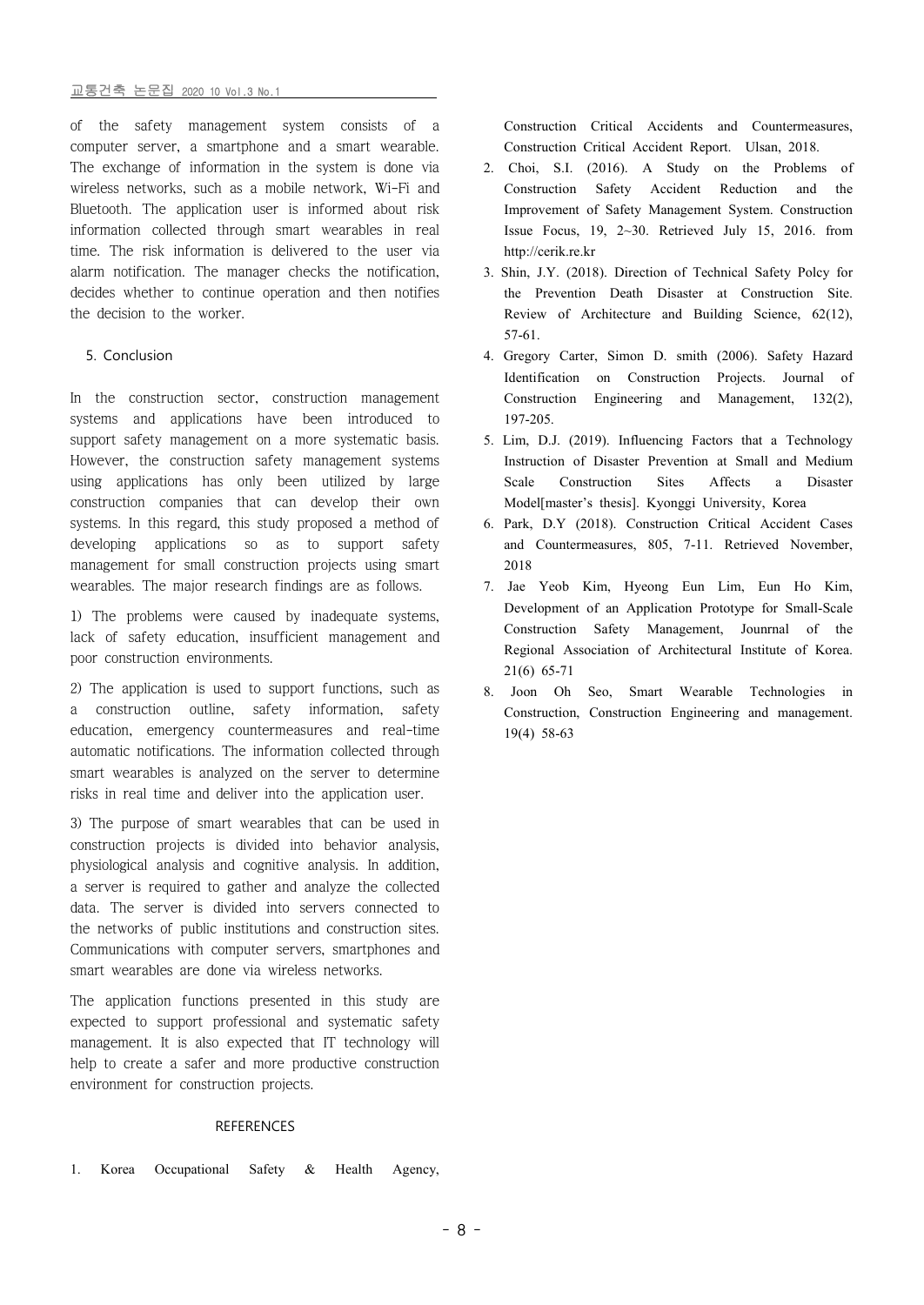of the safety management system consists of a computer server, a smartphone and a smart wearable. The exchange of information in the system is done via wireless networks, such as a mobile network, Wi-Fi and Bluetooth. The application user is informed about risk information collected through smart wearables in real time. The risk information is delivered to the user via alarm notification. The manager checks the notification, decides whether to continue operation and then notifies the decision to the worker.

## 5. Conclusion

In the construction sector, construction management systems and applications have been introduced to support safety management on a more systematic basis. However, the construction safety management systems using applications has only been utilized by large construction companies that can develop their own systems. In this regard, this study proposed a method of developing applications so as to support safety management for small construction projects using smart wearables. The major research findings are as follows.

1) The problems were caused by inadequate systems, lack of safety education, insufficient management and poor construction environments.

2) The application is used to support functions, such as a construction outline, safety information, safety education, emergency countermeasures and real-time automatic notifications. The information collected through smart wearables is analyzed on the server to determine risks in real time and deliver into the application user.

3) The purpose of smart wearables that can be used in construction projects is divided into behavior analysis, physiological analysis and cognitive analysis. In addition, a server is required to gather and analyze the collected data. The server is divided into servers connected to the networks of public institutions and construction sites. Communications with computer servers, smartphones and smart wearables are done via wireless networks.

The application functions presented in this study are expected to support professional and systematic safety management. It is also expected that IT technology will help to create a safer and more productive construction environment for construction projects.

## REFERENCES

1. Korea Occupational Safety & Health Agency, Construction Critical Accidents and Countermeasures, Construction Critical Accident Report. Ulsan, 2018.
2. Choi, S.I. (2016). A Study on the Problems of Construction Safety Accident Reduction and the Improvement of Safety Management System. Construction Issue Focus, 19, 2~30. Retrieved July 15, 2016. from http://cerik.re.kr
3. Shin, J.Y. (2018). Direction of Technical Safety Polcy for the Prevention Death Disaster at Construction Site. Review of Architecture and Building Science, 62(12), 57-61.
4. Gregory Carter, Simon D. smith (2006). Safety Hazard Identification on Construction Projects. Journal of Construction Engineering and Management, 132(2), 197-205.
5. Lim, D.J. (2019). Influencing Factors that a Technology Instruction of Disaster Prevention at Small and Medium Scale Construction Sites Affects a Disaster Model[master's thesis]. Kyonggi University, Korea
6. Park, D.Y (2018). Construction Critical Accident Cases and Countermeasures, 805, 7-11. Retrieved November, 2018
7. Jae Yeob Kim, Hyeong Eun Lim, Eun Ho Kim, Development of an Application Prototype for Small-Scale Construction Safety Management, Jounrnal of the Regional Association of Architectural Institute of Korea. 21(6) 65-71
8. Joon Oh Seo, Smart Wearable Technologies in Construction, Construction Engineering and management. 19(4) 58-63